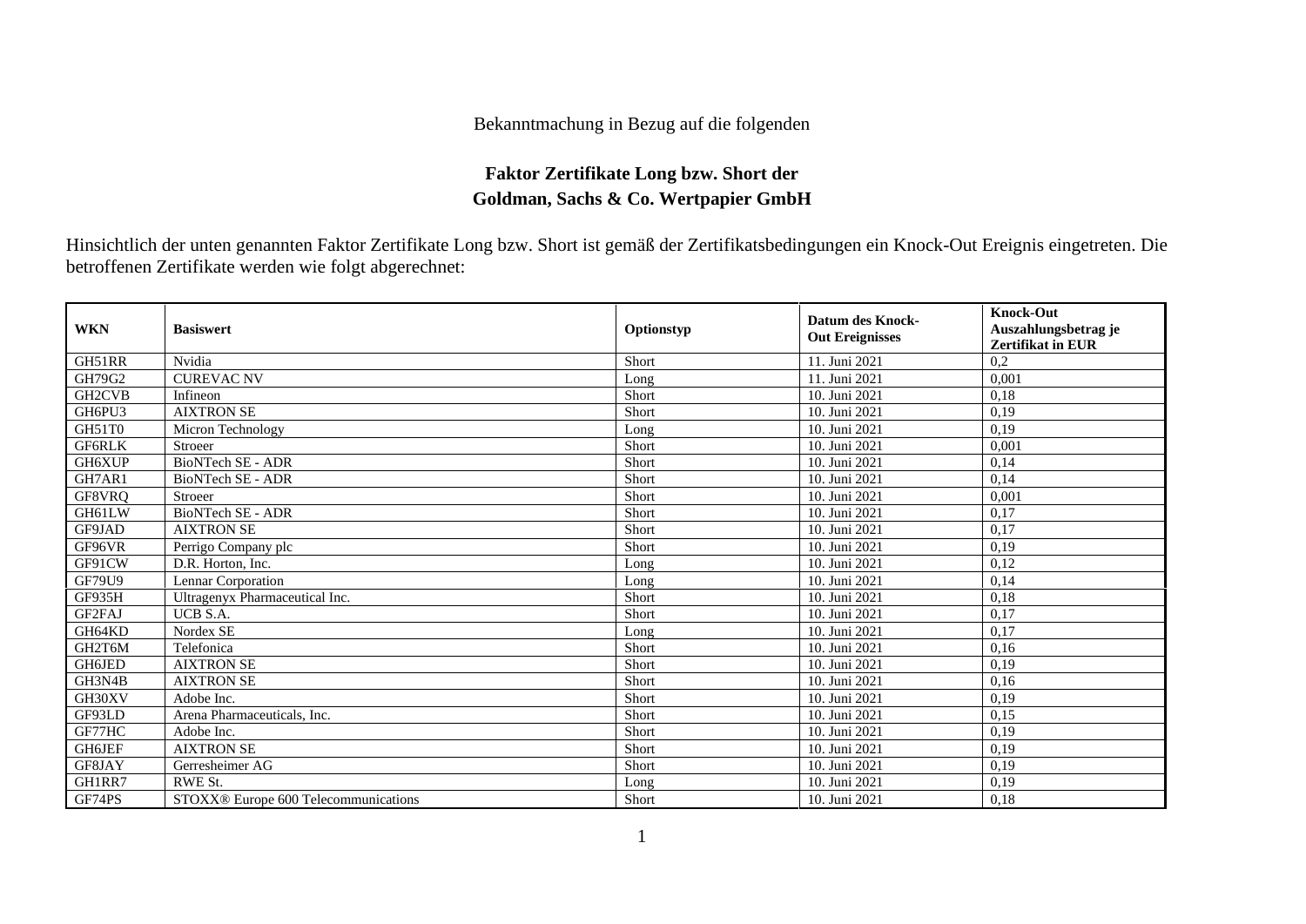Bekanntmachung in Bezug auf die folgenden

**Faktor Zertifikate Long bzw. Short der**
**Goldman, Sachs & Co. Wertpapier GmbH**

Hinsichtlich der unten genannten Faktor Zertifikate Long bzw. Short ist gemäß der Zertifikatsbedingungen ein Knock-Out Ereignis eingetreten. Die betroffenen Zertifikate werden wie folgt abgerechnet:

| WKN | Basiswert | Optionstyp | Datum des Knock-Out Ereignisses | Knock-Out Auszahlungsbetrag je Zertifikat in EUR |
|---|---|---|---|---|
| GH51RR | Nvidia | Short | 11. Juni 2021 | 0,2 |
| GH79G2 | CUREVAC NV | Long | 11. Juni 2021 | 0,001 |
| GH2CVB | Infineon | Short | 10. Juni 2021 | 0,18 |
| GH6PU3 | AIXTRON SE | Short | 10. Juni 2021 | 0,19 |
| GH51T0 | Micron Technology | Long | 10. Juni 2021 | 0,19 |
| GF6RLK | Stroeer | Short | 10. Juni 2021 | 0,001 |
| GH6XUP | BioNTech SE - ADR | Short | 10. Juni 2021 | 0,14 |
| GH7AR1 | BioNTech SE - ADR | Short | 10. Juni 2021 | 0,14 |
| GF8VRQ | Stroeer | Short | 10. Juni 2021 | 0,001 |
| GH61LW | BioNTech SE - ADR | Short | 10. Juni 2021 | 0,17 |
| GF9JAD | AIXTRON SE | Short | 10. Juni 2021 | 0,17 |
| GF96VR | Perrigo Company plc | Short | 10. Juni 2021 | 0,19 |
| GF91CW | D.R. Horton, Inc. | Long | 10. Juni 2021 | 0,12 |
| GF79U9 | Lennar Corporation | Long | 10. Juni 2021 | 0,14 |
| GF935H | Ultragenyx Pharmaceutical Inc. | Short | 10. Juni 2021 | 0,18 |
| GF2FAJ | UCB S.A. | Short | 10. Juni 2021 | 0,17 |
| GH64KD | Nordex SE | Long | 10. Juni 2021 | 0,17 |
| GH2T6M | Telefonica | Short | 10. Juni 2021 | 0,16 |
| GH6JED | AIXTRON SE | Short | 10. Juni 2021 | 0,19 |
| GH3N4B | AIXTRON SE | Short | 10. Juni 2021 | 0,16 |
| GH30XV | Adobe Inc. | Short | 10. Juni 2021 | 0,19 |
| GF93LD | Arena Pharmaceuticals, Inc. | Short | 10. Juni 2021 | 0,15 |
| GF77HC | Adobe Inc. | Short | 10. Juni 2021 | 0,19 |
| GH6JEF | AIXTRON SE | Short | 10. Juni 2021 | 0,19 |
| GF8JAY | Gerresheimer AG | Short | 10. Juni 2021 | 0,19 |
| GH1RR7 | RWE St. | Long | 10. Juni 2021 | 0,19 |
| GF74PS | STOXX® Europe 600 Telecommunications | Short | 10. Juni 2021 | 0,18 |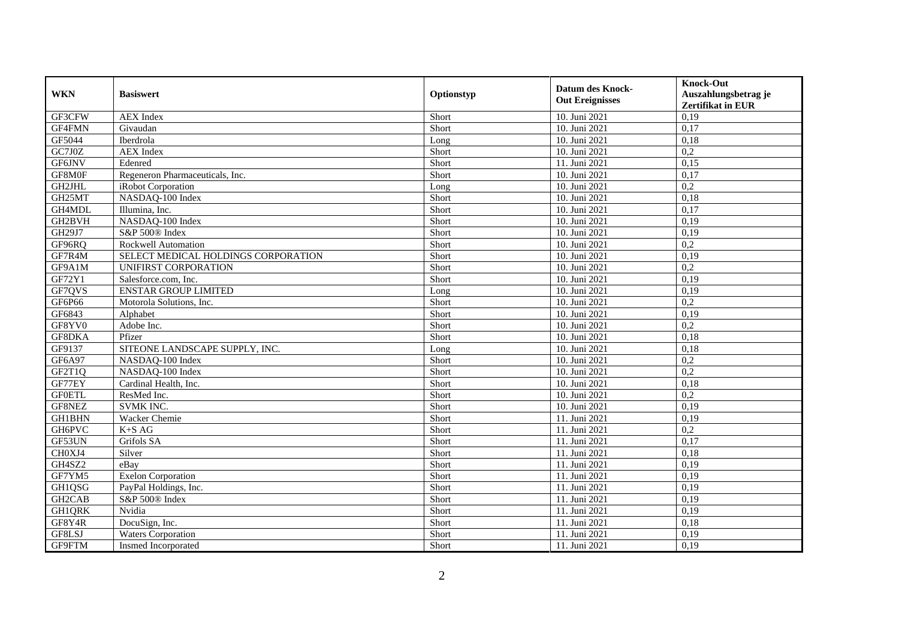| WKN | Basiswert | Optionstyp | Datum des Knock-Out Ereignisses | Knock-Out Auszahlungsbetrag je Zertifikat in EUR |
|---|---|---|---|---|
| GF3CFW | AEX Index | Short | 10. Juni 2021 | 0,19 |
| GF4FMN | Givaudan | Short | 10. Juni 2021 | 0,17 |
| GF5044 | Iberdrola | Long | 10. Juni 2021 | 0,18 |
| GC7J0Z | AEX Index | Short | 10. Juni 2021 | 0,2 |
| GF6JNV | Edenred | Short | 11. Juni 2021 | 0,15 |
| GF8M0F | Regeneron Pharmaceuticals, Inc. | Short | 10. Juni 2021 | 0,17 |
| GH2JHL | iRobot Corporation | Long | 10. Juni 2021 | 0,2 |
| GH25MT | NASDAQ-100 Index | Short | 10. Juni 2021 | 0,18 |
| GH4MDL | Illumina, Inc. | Short | 10. Juni 2021 | 0,17 |
| GH2BVH | NASDAQ-100 Index | Short | 10. Juni 2021 | 0,19 |
| GH29J7 | S&P 500® Index | Short | 10. Juni 2021 | 0,19 |
| GF96RQ | Rockwell Automation | Short | 10. Juni 2021 | 0,2 |
| GF7R4M | SELECT MEDICAL HOLDINGS CORPORATION | Short | 10. Juni 2021 | 0,19 |
| GF9A1M | UNIFIRST CORPORATION | Short | 10. Juni 2021 | 0,2 |
| GF72Y1 | Salesforce.com, Inc. | Short | 10. Juni 2021 | 0,19 |
| GF7QVS | ENSTAR GROUP LIMITED | Long | 10. Juni 2021 | 0,19 |
| GF6P66 | Motorola Solutions, Inc. | Short | 10. Juni 2021 | 0,2 |
| GF6843 | Alphabet | Short | 10. Juni 2021 | 0,19 |
| GF8YV0 | Adobe Inc. | Short | 10. Juni 2021 | 0,2 |
| GF8DKA | Pfizer | Short | 10. Juni 2021 | 0,18 |
| GF9137 | SITEONE LANDSCAPE SUPPLY, INC. | Long | 10. Juni 2021 | 0,18 |
| GF6A97 | NASDAQ-100 Index | Short | 10. Juni 2021 | 0,2 |
| GF2T1Q | NASDAQ-100 Index | Short | 10. Juni 2021 | 0,2 |
| GF77EY | Cardinal Health, Inc. | Short | 10. Juni 2021 | 0,18 |
| GF0ETL | ResMed Inc. | Short | 10. Juni 2021 | 0,2 |
| GF8NEZ | SVMK INC. | Short | 10. Juni 2021 | 0,19 |
| GH1BHN | Wacker Chemie | Short | 11. Juni 2021 | 0,19 |
| GH6PVC | K+S AG | Short | 11. Juni 2021 | 0,2 |
| GF53UN | Grifols SA | Short | 11. Juni 2021 | 0,17 |
| CH0XJ4 | Silver | Short | 11. Juni 2021 | 0,18 |
| GH4SZ2 | eBay | Short | 11. Juni 2021 | 0,19 |
| GF7YM5 | Exelon Corporation | Short | 11. Juni 2021 | 0,19 |
| GH1QSG | PayPal Holdings, Inc. | Short | 11. Juni 2021 | 0,19 |
| GH2CAB | S&P 500® Index | Short | 11. Juni 2021 | 0,19 |
| GH1QRK | Nvidia | Short | 11. Juni 2021 | 0,19 |
| GF8Y4R | DocuSign, Inc. | Short | 11. Juni 2021 | 0,18 |
| GF8LSJ | Waters Corporation | Short | 11. Juni 2021 | 0,19 |
| GF9FTM | Insmed Incorporated | Short | 11. Juni 2021 | 0,19 |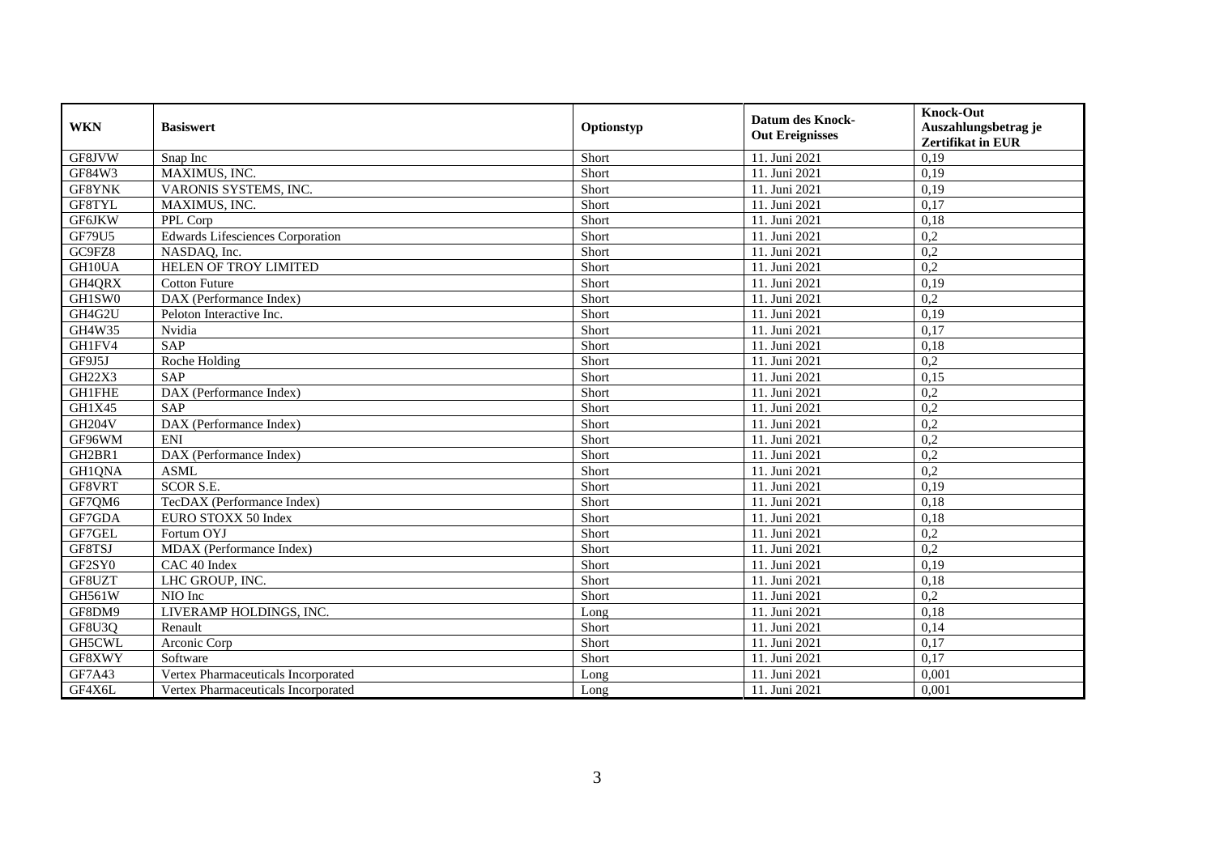| WKN | Basiswert | Optionstyp | Datum des Knock-Out Ereignisses | Knock-Out Auszahlungsbetrag je Zertifikat in EUR |
|---|---|---|---|---|
| GF8JVW | Snap Inc | Short | 11. Juni 2021 | 0,19 |
| GF84W3 | MAXIMUS, INC. | Short | 11. Juni 2021 | 0,19 |
| GF8YNK | VARONIS SYSTEMS, INC. | Short | 11. Juni 2021 | 0,19 |
| GF8TYL | MAXIMUS, INC. | Short | 11. Juni 2021 | 0,17 |
| GF6JKW | PPL Corp | Short | 11. Juni 2021 | 0,18 |
| GF79U5 | Edwards Lifesciences Corporation | Short | 11. Juni 2021 | 0,2 |
| GC9FZ8 | NASDAQ, Inc. | Short | 11. Juni 2021 | 0,2 |
| GH10UA | HELEN OF TROY LIMITED | Short | 11. Juni 2021 | 0,2 |
| GH4QRX | Cotton Future | Short | 11. Juni 2021 | 0,19 |
| GH1SW0 | DAX (Performance Index) | Short | 11. Juni 2021 | 0,2 |
| GH4G2U | Peloton Interactive Inc. | Short | 11. Juni 2021 | 0,19 |
| GH4W35 | Nvidia | Short | 11. Juni 2021 | 0,17 |
| GH1FV4 | SAP | Short | 11. Juni 2021 | 0,18 |
| GF9J5J | Roche Holding | Short | 11. Juni 2021 | 0,2 |
| GH22X3 | SAP | Short | 11. Juni 2021 | 0,15 |
| GH1FHE | DAX (Performance Index) | Short | 11. Juni 2021 | 0,2 |
| GH1X45 | SAP | Short | 11. Juni 2021 | 0,2 |
| GH204V | DAX (Performance Index) | Short | 11. Juni 2021 | 0,2 |
| GF96WM | ENI | Short | 11. Juni 2021 | 0,2 |
| GH2BR1 | DAX (Performance Index) | Short | 11. Juni 2021 | 0,2 |
| GH1QNA | ASML | Short | 11. Juni 2021 | 0,2 |
| GF8VRT | SCOR S.E. | Short | 11. Juni 2021 | 0,19 |
| GF7QM6 | TecDAX (Performance Index) | Short | 11. Juni 2021 | 0,18 |
| GF7GDA | EURO STOXX 50 Index | Short | 11. Juni 2021 | 0,18 |
| GF7GEL | Fortum OYJ | Short | 11. Juni 2021 | 0,2 |
| GF8TSJ | MDAX (Performance Index) | Short | 11. Juni 2021 | 0,2 |
| GF2SY0 | CAC 40 Index | Short | 11. Juni 2021 | 0,19 |
| GF8UZT | LHC GROUP, INC. | Short | 11. Juni 2021 | 0,18 |
| GH561W | NIO Inc | Short | 11. Juni 2021 | 0,2 |
| GF8DM9 | LIVERAMP HOLDINGS, INC. | Long | 11. Juni 2021 | 0,18 |
| GF8U3Q | Renault | Short | 11. Juni 2021 | 0,14 |
| GH5CWL | Arconic Corp | Short | 11. Juni 2021 | 0,17 |
| GF8XWY | Software | Short | 11. Juni 2021 | 0,17 |
| GF7A43 | Vertex Pharmaceuticals Incorporated | Long | 11. Juni 2021 | 0,001 |
| GF4X6L | Vertex Pharmaceuticals Incorporated | Long | 11. Juni 2021 | 0,001 |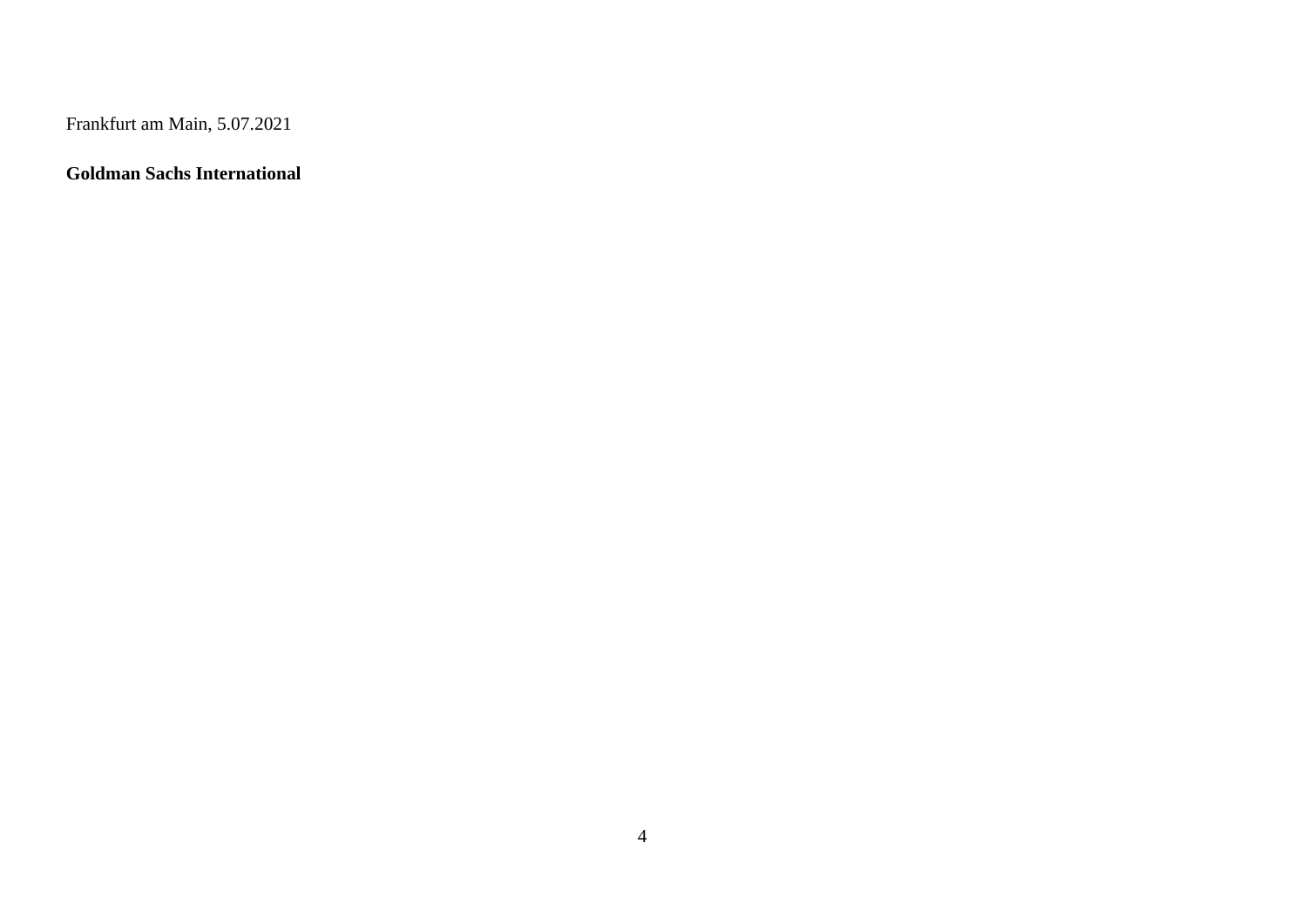Frankfurt am Main, 5.07.2021

**Goldman Sachs International**